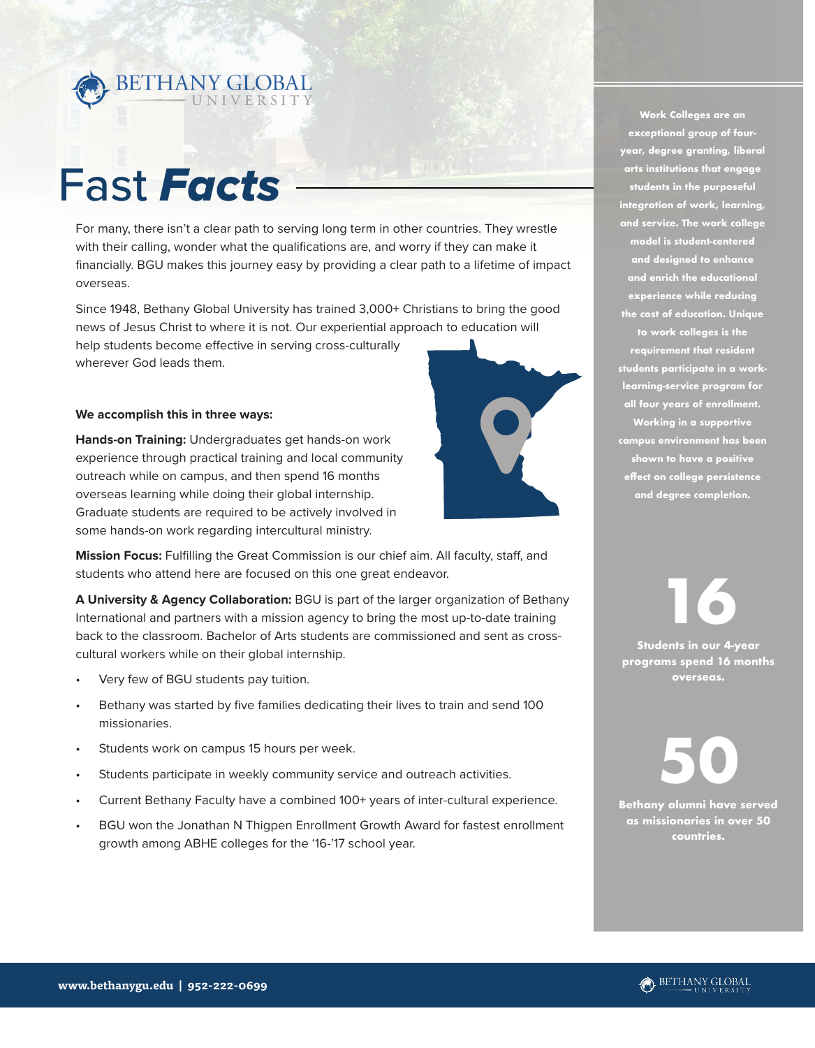# Fast *Facts*

For many, there isn't a clear path to serving long term in other countries. They wrestle with their calling, wonder what the qualifications are, and worry if they can make it financially. BGU makes this journey easy by providing a clear path to a lifetime of impact overseas.

Since 1948, Bethany Global University has trained 3,000+ Christians to bring the good news of Jesus Christ to where it is not. Our experiential approach to education will help students become effective in serving cross-culturally wherever God leads them.

**We accomplish this in three ways:**

**Hands-on Training:** Undergraduates get hands-on work experience through practical training and local community outreach while on campus, and then spend 16 months overseas learning while doing their global internship. Graduate students are required to be actively involved in some hands-on work regarding intercultural ministry.

**Mission Focus:** Fulfilling the Great Commission is our chief aim. All faculty, staff, and students who attend here are focused on this one great endeavor.

**A University & Agency Collaboration:** BGU is part of the larger organization of Bethany International and partners with a mission agency to bring the most up-to-date training back to the classroom. Bachelor of Arts students are commissioned and sent as cross-cultural workers while on their global internship.

- Very few of BGU students pay tuition.
- Bethany was started by five families dedicating their lives to train and send 100 missionaries.
- Students work on campus 15 hours per week.
- Students participate in weekly community service and outreach activities.
- Current Bethany Faculty have a combined 100+ years of inter-cultural experience.
- BGU won the Jonathan N Thigpen Enrollment Growth Award for fastest enrollment growth among ABHE colleges for the '16-'17 school year.

**Work Colleges are an exceptional group of four-year, degree granting, liberal arts institutions that engage students in the purposeful integration of work, learning, and service. The work college model is student-centered and designed to enhance and enrich the educational experience while reducing the cost of education. Unique to work colleges is the requirement that resident students participate in a work-learning-service program for all four years of enrollment. Working in a supportive campus environment has been shown to have a positive effect on college persistence and degree completion.**

**16**

**Students in our 4-year programs spend 16 months overseas.**

**50**

**Bethany alumni have served as missionaries in over 50 countries.**

www.bethanygu.edu | 952-222-0699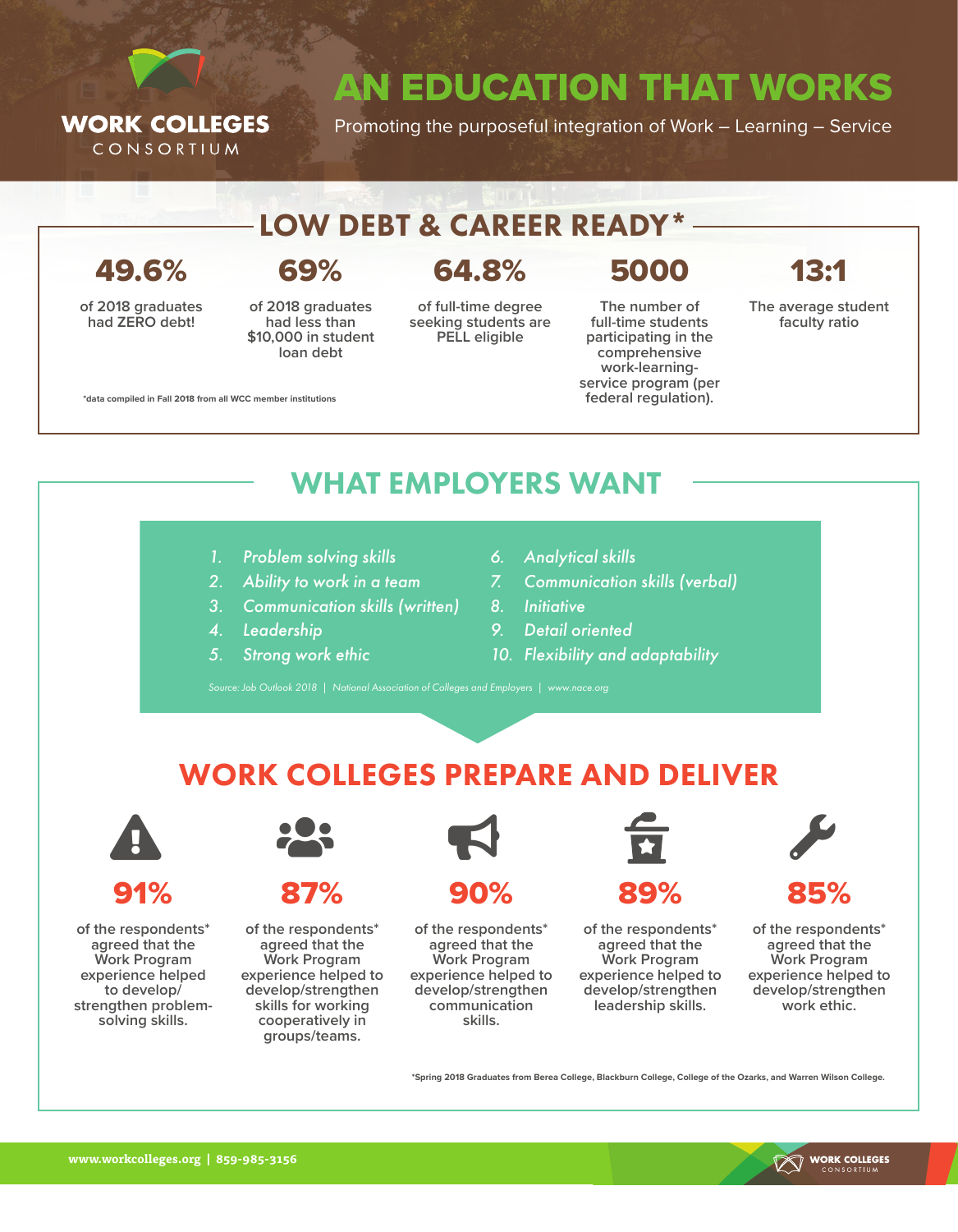WORK COLLEGES CONSORTIUM

# AN EDUCATION THAT WORKS

Promoting the purposeful integration of Work – Learning – Service

## LOW DEBT & CAREER READY*

**49.6%**

of 2018 graduates had ZERO debt!

**69%**

of 2018 graduates had less than $10,000 in student loan debt

**64.8%**

of full-time degree seeking students are PELL eligible

**5000**

The number of full-time students participating in the comprehensive work-learning-service program (per federal regulation).

**13:1**

The average student faculty ratio

*data compiled in Fall 2018 from all WCC member institutions

## WHAT EMPLOYERS WANT

1. *Problem solving skills*
2. *Ability to work in a team*
3. *Communication skills (written)*
4. *Leadership*
5. *Strong work ethic*
6. *Analytical skills*
7. *Communication skills (verbal)*
8. *Initiative*
9. *Detail oriented*
10. *Flexibility and adaptability*

Source: Job Outlook 2018 | National Association of Colleges and Employers | www.nace.org

## WORK COLLEGES PREPARE AND DELIVER

**91%**

of the respondents* agreed that the Work Program experience helped to develop/strengthen problem-solving skills.

**87%**

of the respondents* agreed that the Work Program experience helped to develop/strengthen skills for working cooperatively in groups/teams.

**90%**

of the respondents* agreed that the Work Program experience helped to develop/strengthen communication skills.

**89%**

of the respondents* agreed that the Work Program experience helped to develop/strengthen leadership skills.

**85%**

of the respondents* agreed that the Work Program experience helped to develop/strengthen work ethic.

*Spring 2018 Graduates from Berea College, Blackburn College, College of the Ozarks, and Warren Wilson College.

www.workcolleges.org | 859-985-3156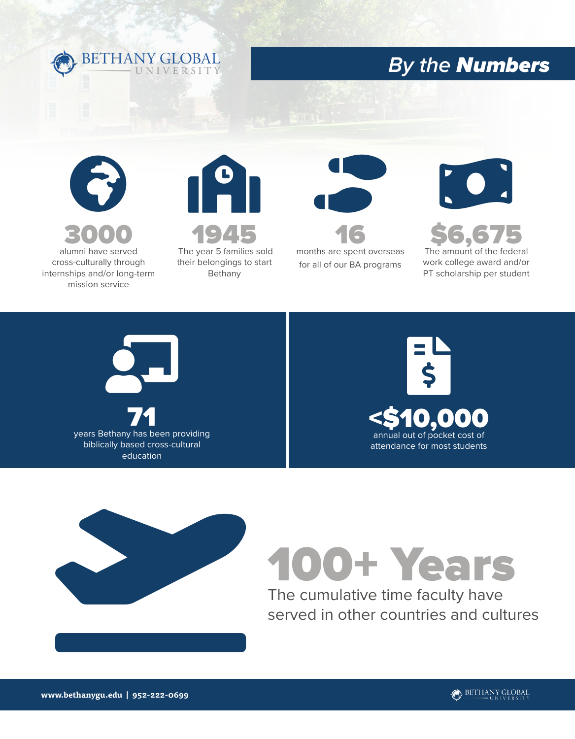BETHANY GLOBAL UNIVERSITY

# *By the **Numbers***

**3000**
alumni have served cross-culturally through internships and/or long-term mission service

**1945**
The year 5 families sold their belongings to start Bethany

**16**
months are spent overseas for all of our BA programs

**$6,675**
The amount of the federal work college award and/or PT scholarship per student

**71**
years Bethany has been providing biblically based cross-cultural education

**<$10,000**
annual out of pocket cost of attendance for most students

**100+ Years**
The cumulative time faculty have served in other countries and cultures

**www.bethanygu.edu | 952-222-0699**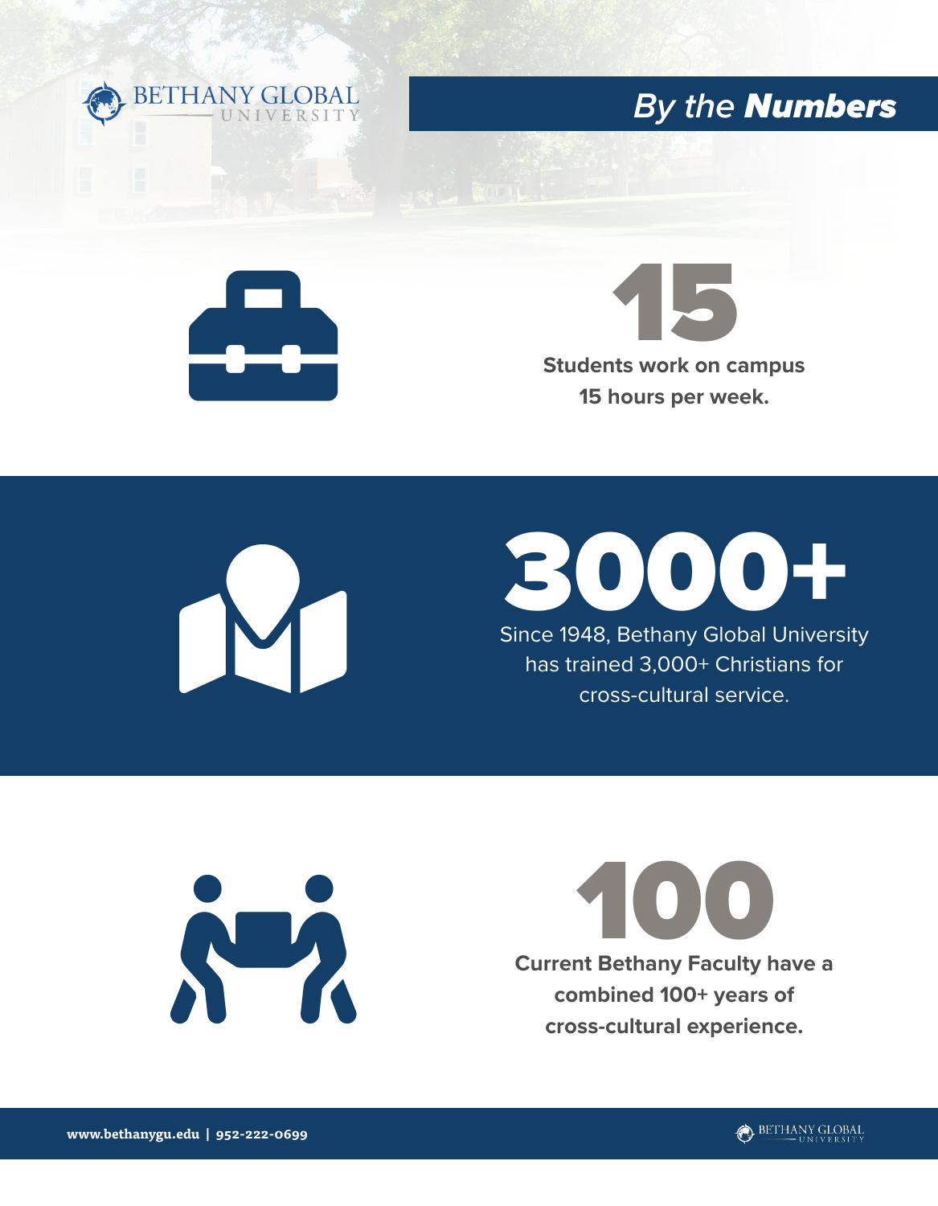BETHANY GLOBAL UNIVERSITY

# *By the* ***Numbers***

## 15

**Students work on campus 15 hours per week.**

## 3000+

Since 1948, Bethany Global University has trained 3,000+ Christians for cross-cultural service.

## 100

**Current Bethany Faculty have a combined 100+ years of cross-cultural experience.**

**www.bethanygu.edu | 952-222-0699**